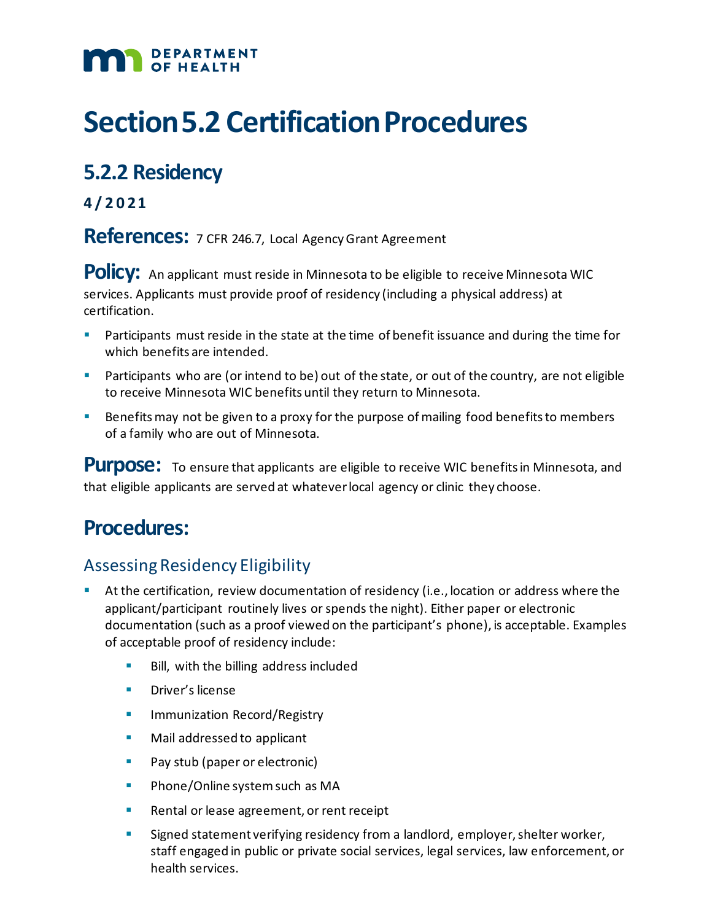DEPARTMENT OF HEALTH

# Section 5.2 Certification Procedures

## 5.2.2 Residency

**4/2021**

**References:** 7 CFR 246.7, Local Agency Grant Agreement

**Policy:** An applicant must reside in Minnesota to be eligible to receive Minnesota WIC services. Applicants must provide proof of residency (including a physical address) at certification.

- Participants must reside in the state at the time of benefit issuance and during the time for which benefits are intended.
- Participants who are (or intend to be) out of the state, or out of the country, are not eligible to receive Minnesota WIC benefits until they return to Minnesota.
- Benefits may not be given to a proxy for the purpose of mailing food benefits to members of a family who are out of Minnesota.

**Purpose:** To ensure that applicants are eligible to receive WIC benefits in Minnesota, and that eligible applicants are served at whatever local agency or clinic they choose.

## Procedures:

### Assessing Residency Eligibility

- At the certification, review documentation of residency (i.e., location or address where the applicant/participant routinely lives or spends the night). Either paper or electronic documentation (such as a proof viewed on the participant's phone), is acceptable. Examples of acceptable proof of residency include:
  - Bill, with the billing address included
  - Driver's license
  - Immunization Record/Registry
  - Mail addressed to applicant
  - Pay stub (paper or electronic)
  - Phone/Online system such as MA
  - Rental or lease agreement, or rent receipt
  - Signed statement verifying residency from a landlord, employer, shelter worker, staff engaged in public or private social services, legal services, law enforcement, or health services.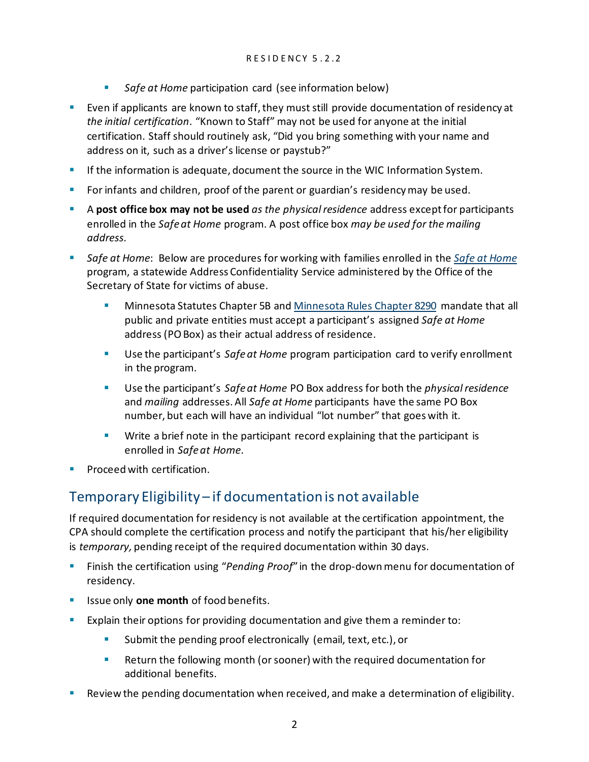- *Safe at Home* participation card (see information below)
- Even if applicants are known to staff, they must still provide documentation of residency at *the initial certification*. "Known to Staff" may not be used for anyone at the initial certification. Staff should routinely ask, "Did you bring something with your name and address on it, such as a driver's license or paystub?"
- If the information is adequate, document the source in the WIC Information System.
- For infants and children, proof of the parent or guardian's residency may be used.
- A **post office box may not be used** *as the physical residence* address except for participants enrolled in the *Safe at Home* program. A post office box *may be used for the mailing address.*
- *Safe at Home*: Below are procedures for working with families enrolled in the [*Safe at Home*]() program, a statewide Address Confidentiality Service administered by the Office of the Secretary of State for victims of abuse.
    - Minnesota Statutes Chapter 5B and [Minnesota Rules Chapter 8290]() mandate that all public and private entities must accept a participant's assigned *Safe at Home* address (PO Box) as their actual address of residence.
    - Use the participant's *Safe at Home* program participation card to verify enrollment in the program.
    - Use the participant's *Safe at Home* PO Box address for both the *physical residence* and *mailing* addresses. All *Safe at Home* participants have the same PO Box number, but each will have an individual "lot number" that goes with it.
    - Write a brief note in the participant record explaining that the participant is enrolled in *Safe at Home*.
- Proceed with certification.

## Temporary Eligibility – if documentation is not available

If required documentation for residency is not available at the certification appointment, the CPA should complete the certification process and notify the participant that his/her eligibility is *temporary,* pending receipt of the required documentation within 30 days.

- Finish the certification using "*Pending Proof*" in the drop-down menu for documentation of residency.
- Issue only **one month** of food benefits.
- Explain their options for providing documentation and give them a reminder to:
    - Submit the pending proof electronically (email, text, etc.), or
    - Return the following month (or sooner) with the required documentation for additional benefits.
- Review the pending documentation when received, and make a determination of eligibility.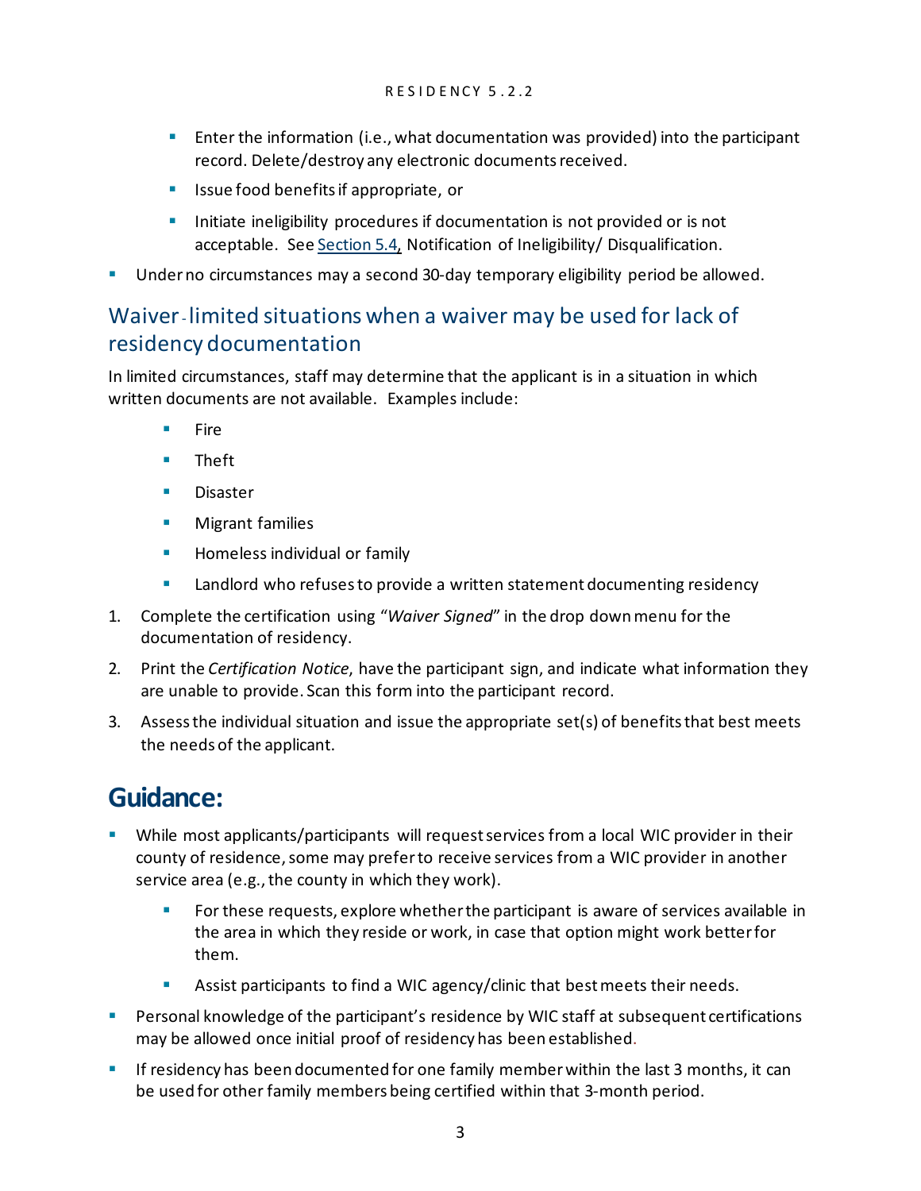- Enter the information (i.e., what documentation was provided) into the participant record. Delete/destroy any electronic documents received.
  - Issue food benefits if appropriate, or
  - Initiate ineligibility procedures if documentation is not provided or is not acceptable. See Section 5.4, Notification of Ineligibility/ Disqualification.
- Under no circumstances may a second 30-day temporary eligibility period be allowed.

## Waiver - limited situations when a waiver may be used for lack of residency documentation

In limited circumstances, staff may determine that the applicant is in a situation in which written documents are not available. Examples include:

- Fire
- Theft
- Disaster
- Migrant families
- Homeless individual or family
- Landlord who refuses to provide a written statement documenting residency

1. Complete the certification using "*Waiver Signed*" in the drop down menu for the documentation of residency.
2. Print the *Certification Notice*, have the participant sign, and indicate what information they are unable to provide. Scan this form into the participant record.
3. Assess the individual situation and issue the appropriate set(s) of benefits that best meets the needs of the applicant.

# Guidance:

- While most applicants/participants will request services from a local WIC provider in their county of residence, some may prefer to receive services from a WIC provider in another service area (e.g., the county in which they work).
  - For these requests, explore whether the participant is aware of services available in the area in which they reside or work, in case that option might work better for them.
  - Assist participants to find a WIC agency/clinic that best meets their needs.
- Personal knowledge of the participant's residence by WIC staff at subsequent certifications may be allowed once initial proof of residency has been established.
- If residency has been documented for one family member within the last 3 months, it can be used for other family members being certified within that 3-month period.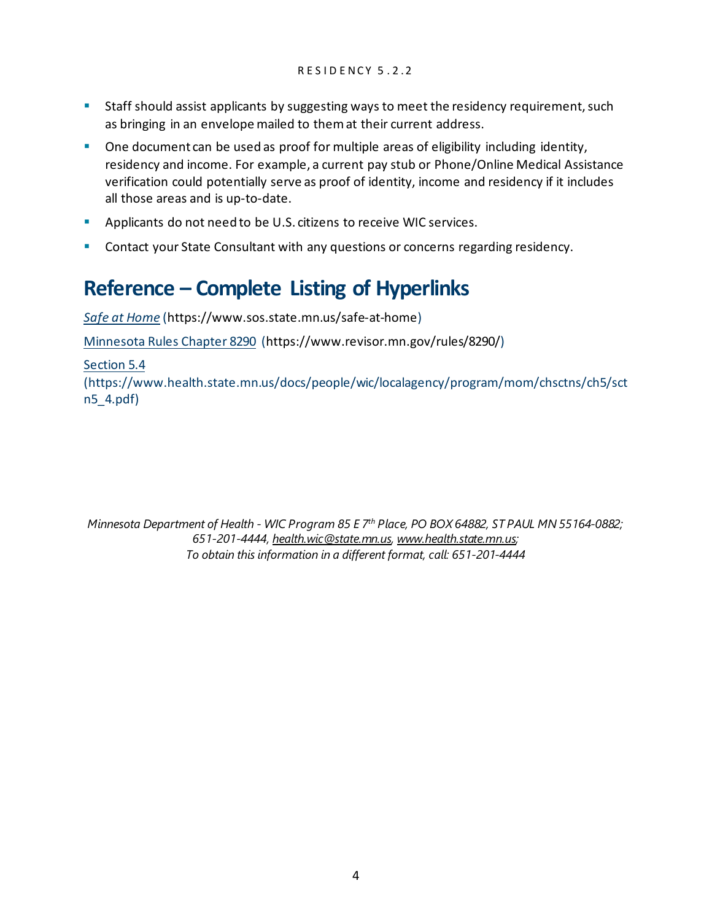- Staff should assist applicants by suggesting ways to meet the residency requirement, such as bringing in an envelope mailed to them at their current address.
- One document can be used as proof for multiple areas of eligibility including identity, residency and income. For example, a current pay stub or Phone/Online Medical Assistance verification could potentially serve as proof of identity, income and residency if it includes all those areas and is up-to-date.
- Applicants do not need to be U.S. citizens to receive WIC services.
- Contact your State Consultant with any questions or concerns regarding residency.

## Reference – Complete Listing of Hyperlinks

*Safe at Home* (https://www.sos.state.mn.us/safe-at-home)

Minnesota Rules Chapter 8290 (https://www.revisor.mn.gov/rules/8290/)

Section 5.4 (https://www.health.state.mn.us/docs/people/wic/localagency/program/mom/chsctns/ch5/sctn5_4.pdf)

*Minnesota Department of Health - WIC Program 85 E 7th Place, PO BOX 64882, ST PAUL MN 55164-0882; 651-201-4444, health.wic@state.mn.us, www.health.state.mn.us;*
*To obtain this information in a different format, call: 651-201-4444*